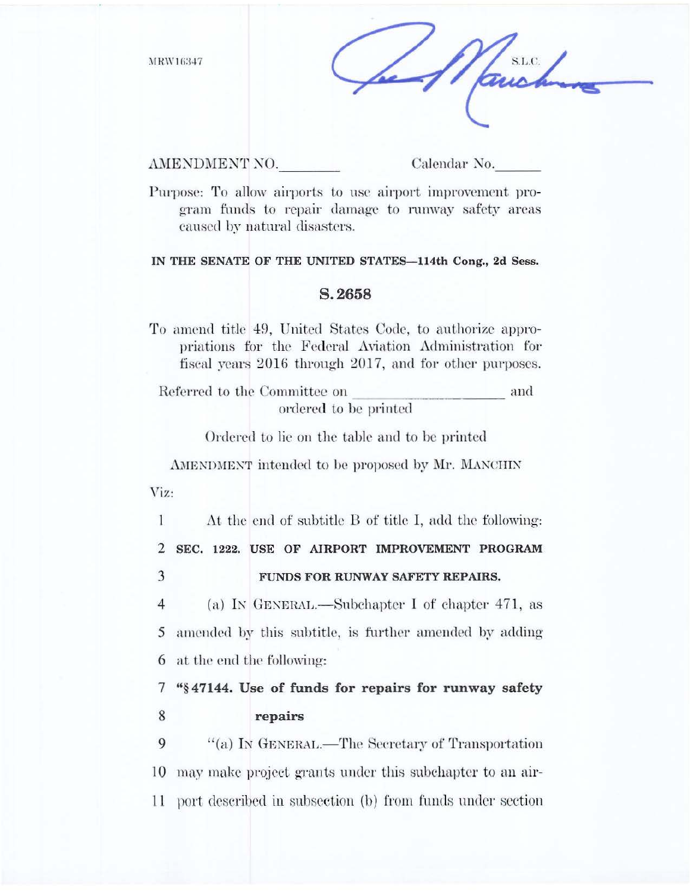MRW16347 S.L.C.

AMENDMENT NO.\_\_\_\_\_\_\_\_ Calendar No.\_\_\_\_\_\_

Purpose: To allow airports to use airport improvement program funds to repair damage to runway safety areas caused by natural disasters.

**IN THE SENATE OF THE UNITED STATES—114th Cong., 2d Sess.**

**S. 2658**

To amend title 49, United States Code, to authorize appropriations for the Federal Aviation Administration for fiscal years 2016 through 2017, and for other purposes.

Referred to the Committee on \_\_\_\_\_\_\_\_\_\_\_\_\_\_\_\_\_\_\_\_ and ordered to be printed

Ordered to lie on the table and to be printed

AMENDMENT intended to be proposed by Mr. MANCHIN

Viz:

1 At the end of subtitle B of title I, add the following:

2 **SEC. 1222. USE OF AIRPORT IMPROVEMENT PROGRAM**

3 **FUNDS FOR RUNWAY SAFETY REPAIRS.**

4 (a) IN GENERAL.—Subchapter I of chapter 471, as

5 amended by this subtitle, is further amended by adding

6 at the end the following:

7 **"§ 47144. Use of funds for repairs for runway safety**

8 **repairs**

9 "(a) IN GENERAL.—The Secretary of Transportation

10 may make project grants under this subchapter to an air-

11 port described in subsection (b) from funds under section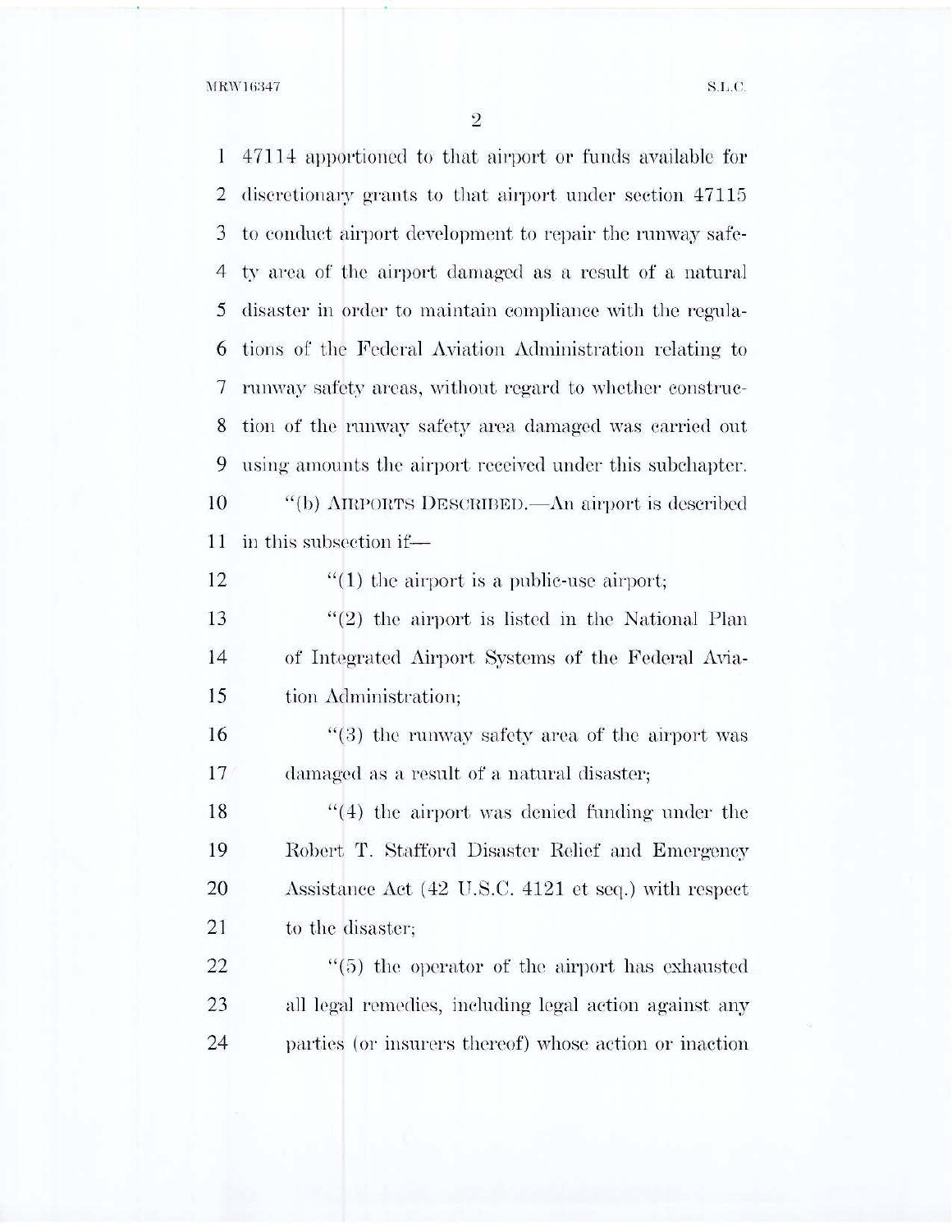47114 apportioned to that airport or funds available for discretionary grants to that airport under section 47115 to conduct airport development to repair the runway safety area of the airport damaged as a result of a natural disaster in order to maintain compliance with the regulations of the Federal Aviation Administration relating to runway safety areas, without regard to whether construction of the runway safety area damaged was carried out using amounts the airport received under this subchapter.

"(b) AIRPORTS DESCRIBED.—An airport is described in this subsection if—

"(1) the airport is a public-use airport;

"(2) the airport is listed in the National Plan of Integrated Airport Systems of the Federal Aviation Administration;

"(3) the runway safety area of the airport was damaged as a result of a natural disaster;

"(4) the airport was denied funding under the Robert T. Stafford Disaster Relief and Emergency Assistance Act (42 U.S.C. 4121 et seq.) with respect to the disaster;

"(5) the operator of the airport has exhausted all legal remedies, including legal action against any parties (or insurers thereof) whose action or inaction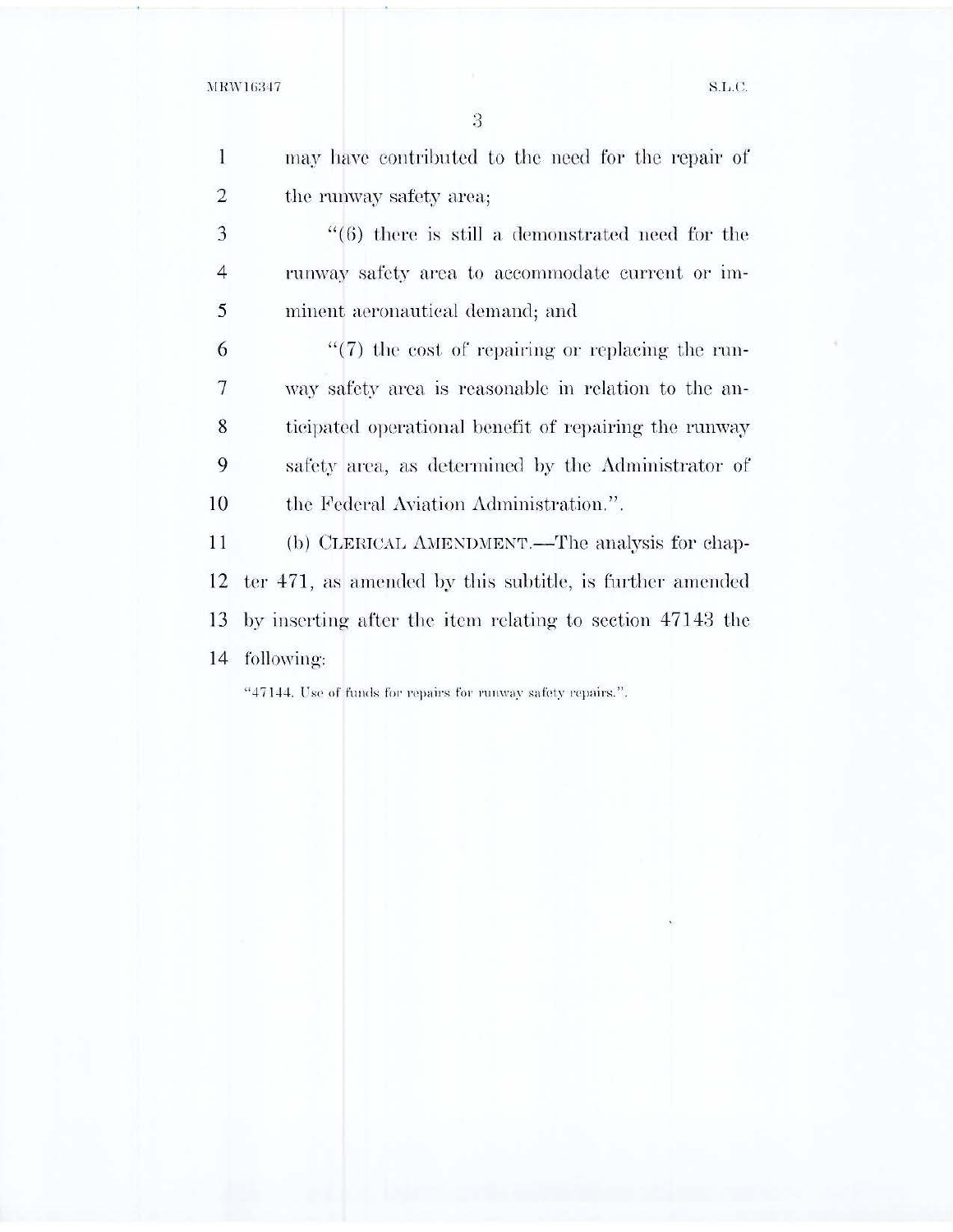may have contributed to the need for the repair of the runway safety area;

"(6) there is still a demonstrated need for the runway safety area to accommodate current or imminent aeronautical demand; and

"(7) the cost of repairing or replacing the runway safety area is reasonable in relation to the anticipated operational benefit of repairing the runway safety area, as determined by the Administrator of the Federal Aviation Administration.".

(b) CLERICAL AMENDMENT.—The analysis for chapter 471, as amended by this subtitle, is further amended by inserting after the item relating to section 47143 the following:

"47144. Use of funds for repairs for runway safety repairs.".